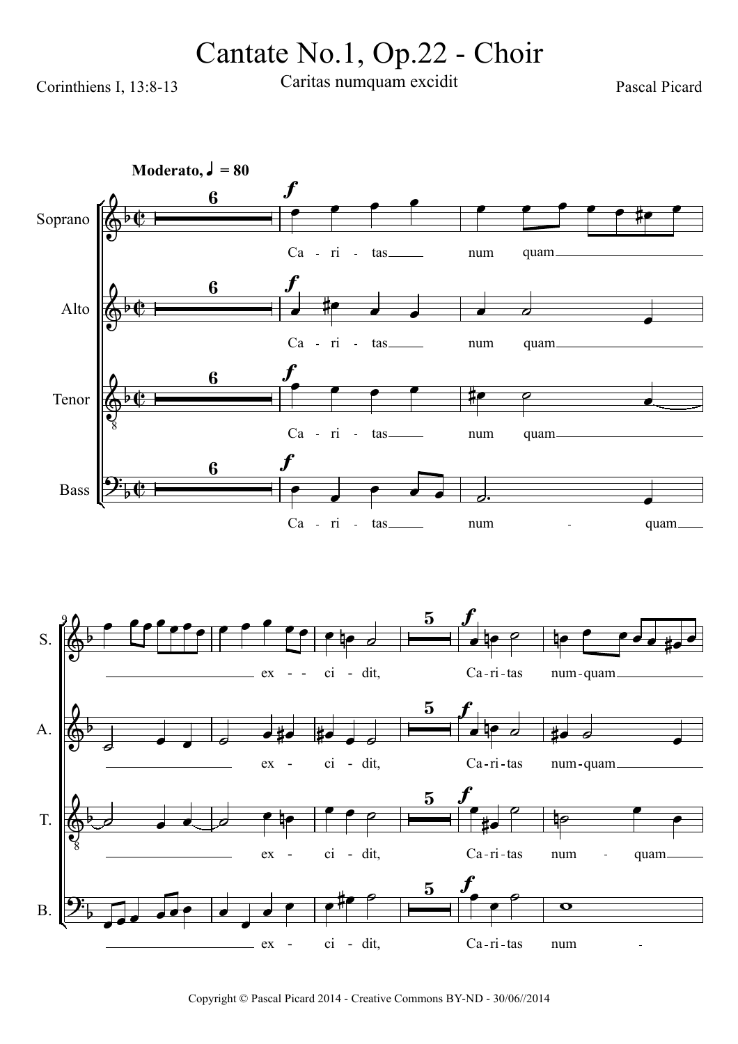# Cantate No.1, Op.22 - Choir

Caritas numquam excidit

Corinthiens I, 13:8-13

Pascal Picard

Copyright © Pascal Picard 2014 - Creative Commons BY-ND - 30/06//2014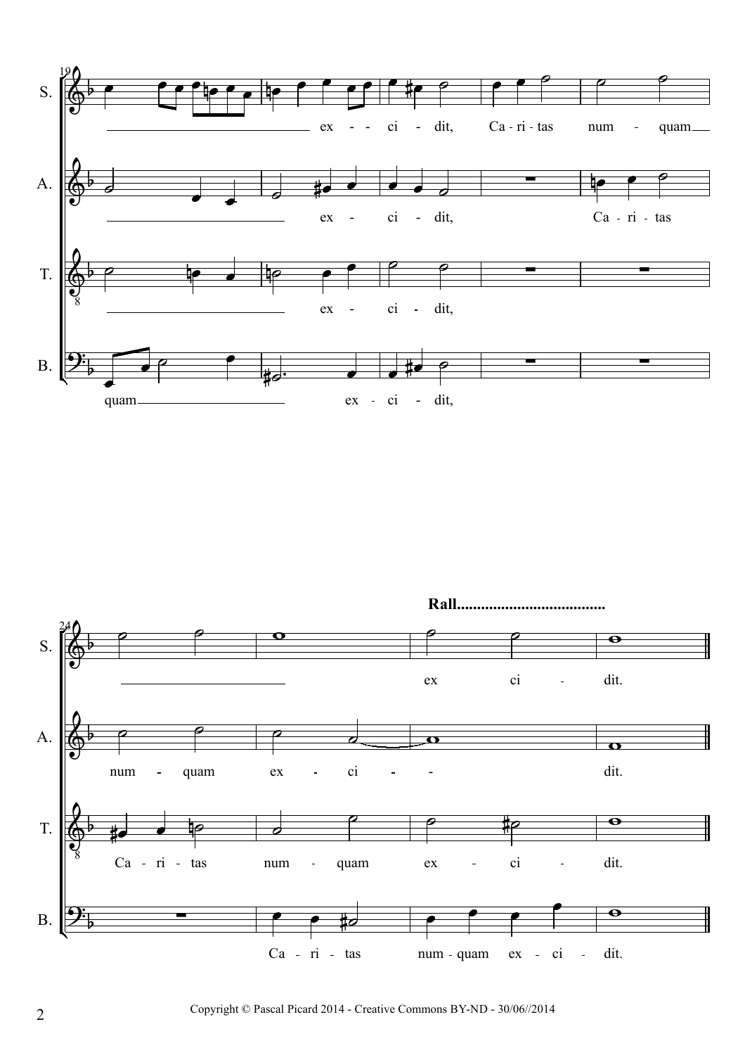S. — ex - - ci - dit, Ca - ri - tas num - quam

A. — ex - ci - dit, Ca - ri - tas

T. — ex - ci - dit,

B. — quam ex - ci - dit,

**Rall.....................................**

S. — ex ci - dit.

A. — num - quam ex - ci - - dit.

T. — Ca - ri - tas num - quam ex - ci - dit.

B. — Ca - ri - tas num - quam ex - ci - dit.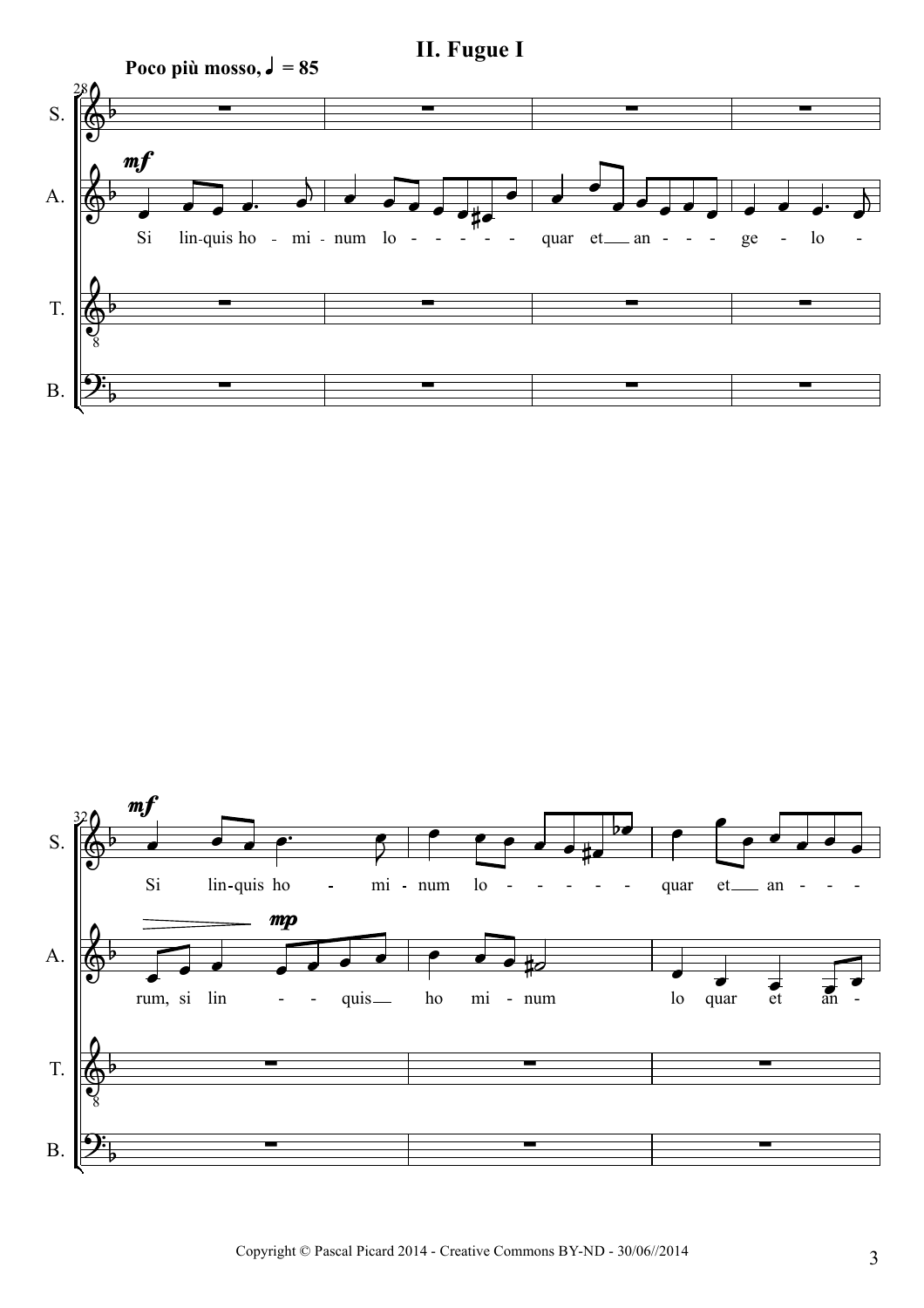# II. Fugue I

**Poco più mosso, ♩ = 85**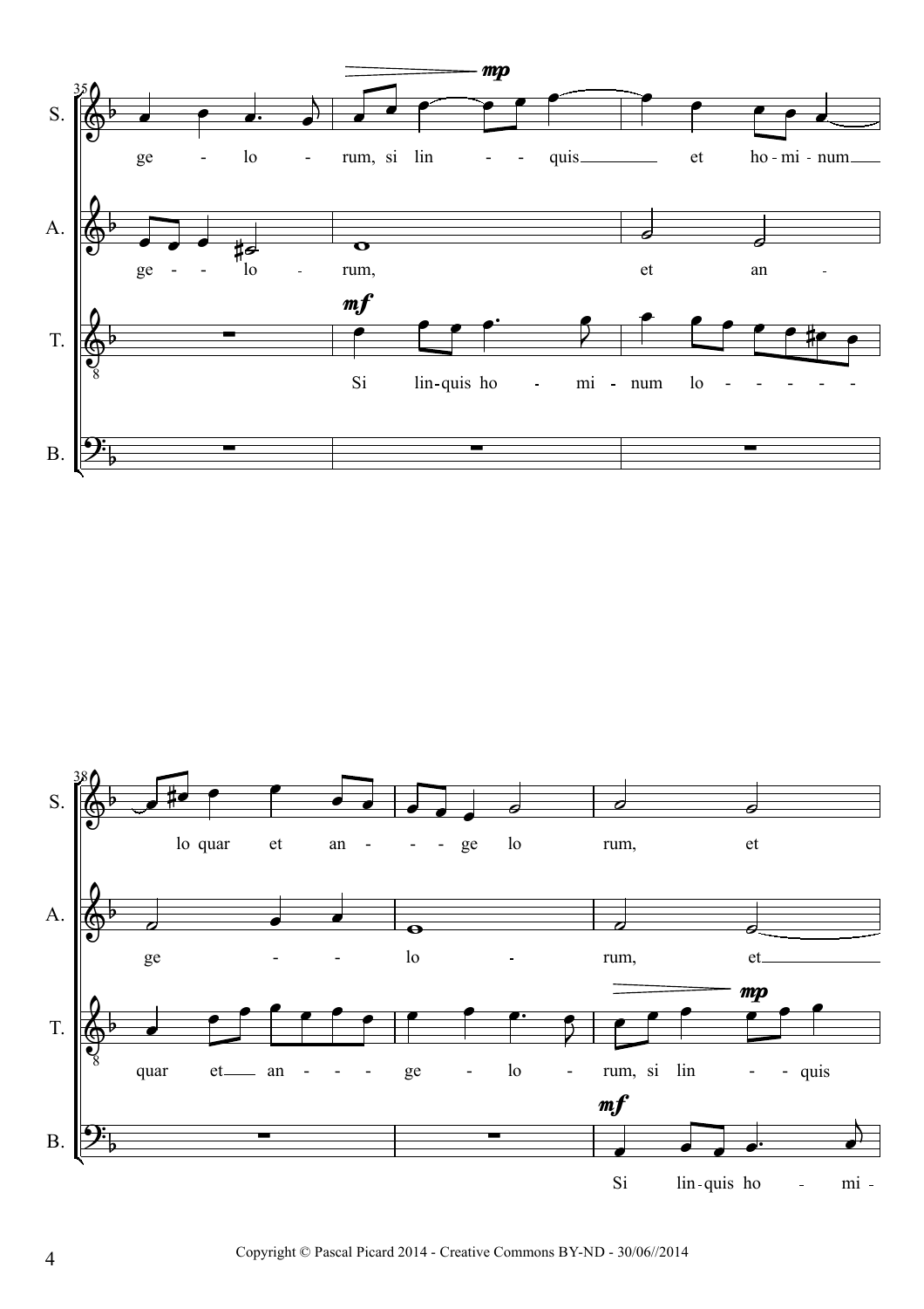S.
ge - lo - rum, si lin - - quis et ho - mi - num

A.
ge - - lo - rum, et an -

T.
*mf*
Si lin-quis ho - mi - num lo - - - - - -

B.

S.
lo quar et an - - - ge lo rum, et

A.
ge - - lo - rum, et

T.
*mp*
quar et an - - - ge - lo - rum, si lin - - quis

B.
*mf*
Si lin-quis ho - mi -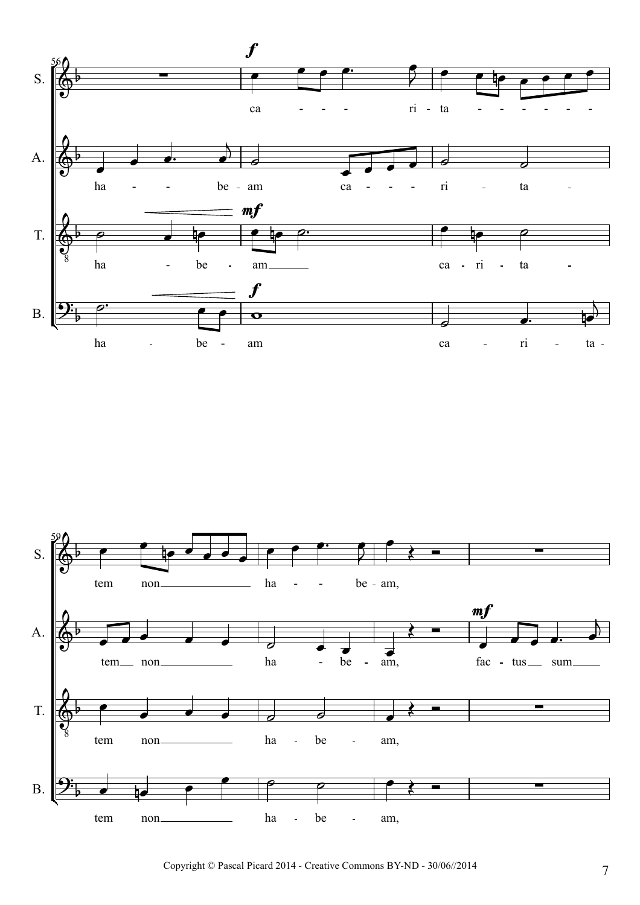S. ca - - - ri - ta - - - - - - tem non ha - - be - am,

A. ha - - be - am ca - - - ri - ta - tem non ha - be - am, fac - tus sum

T. ha - be - am ca - ri - ta - tem non ha - be - am,

B. ha - be - am ca - ri - ta - tem non ha - be - am,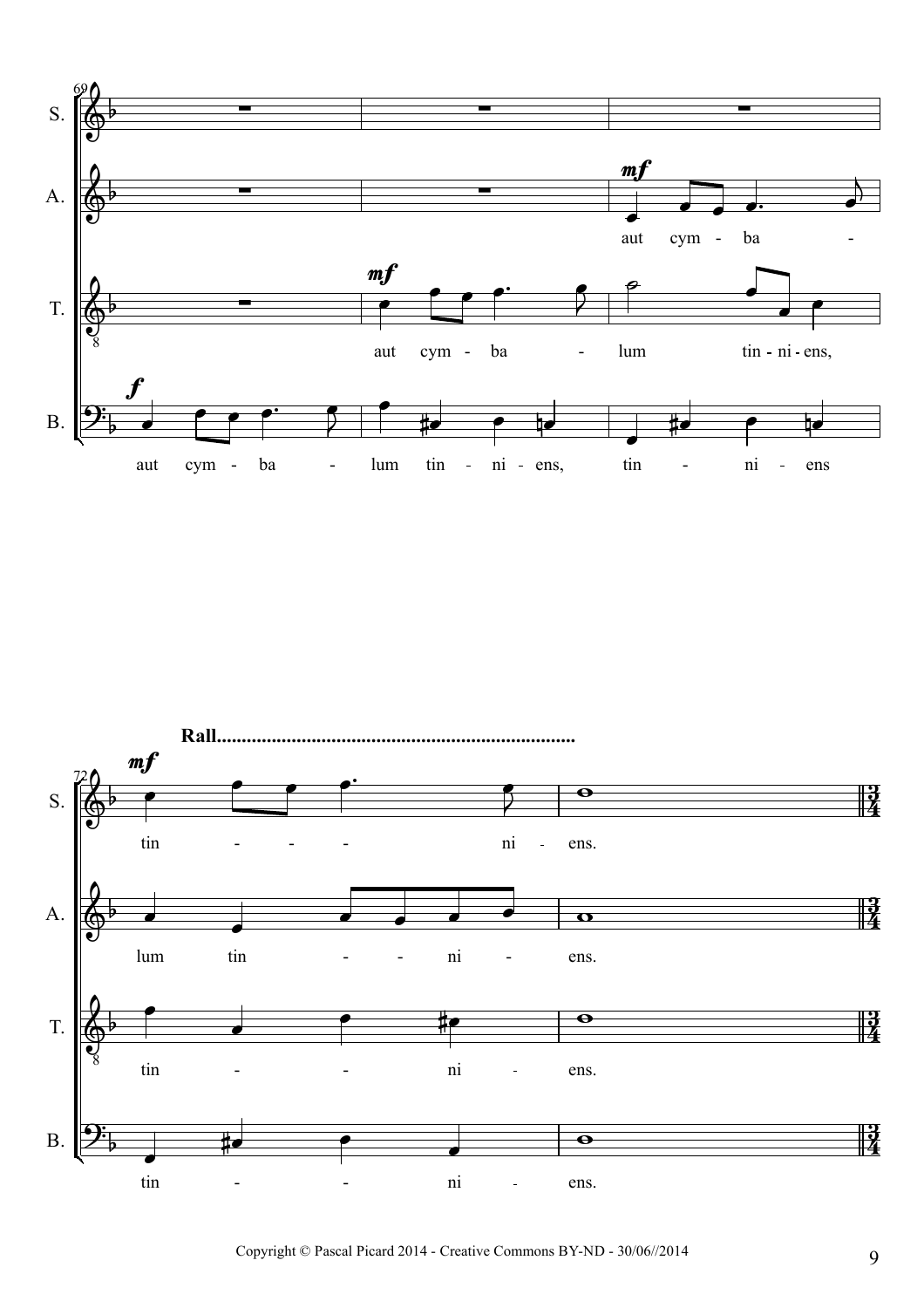**Measures 69–71**

S.: (rest)

A.: *mf* aut cym - ba -

T.: *mf* aut cym - ba - lum tin - ni - ens,

B.: *f* aut cym - ba - lum tin - ni - ens, tin - ni - ens

**Measures 72–73**

**Rall.......................................................................**

S.: *mf* tin - - - ni - ens.

A.: lum tin - - ni - ens.

T.: tin - - ni - ens.

B.: tin - - ni - ens.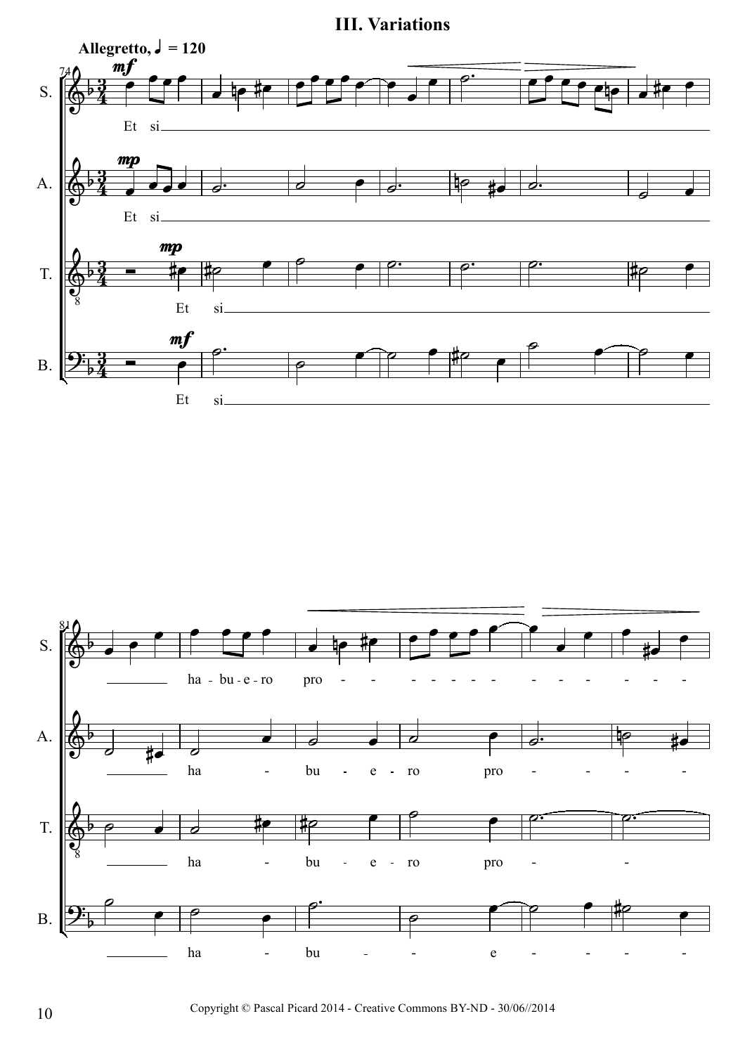# III. Variations

Allegretto, ♩ = 120

Copyright © Pascal Picard 2014 - Creative Commons BY-ND - 30/06//2014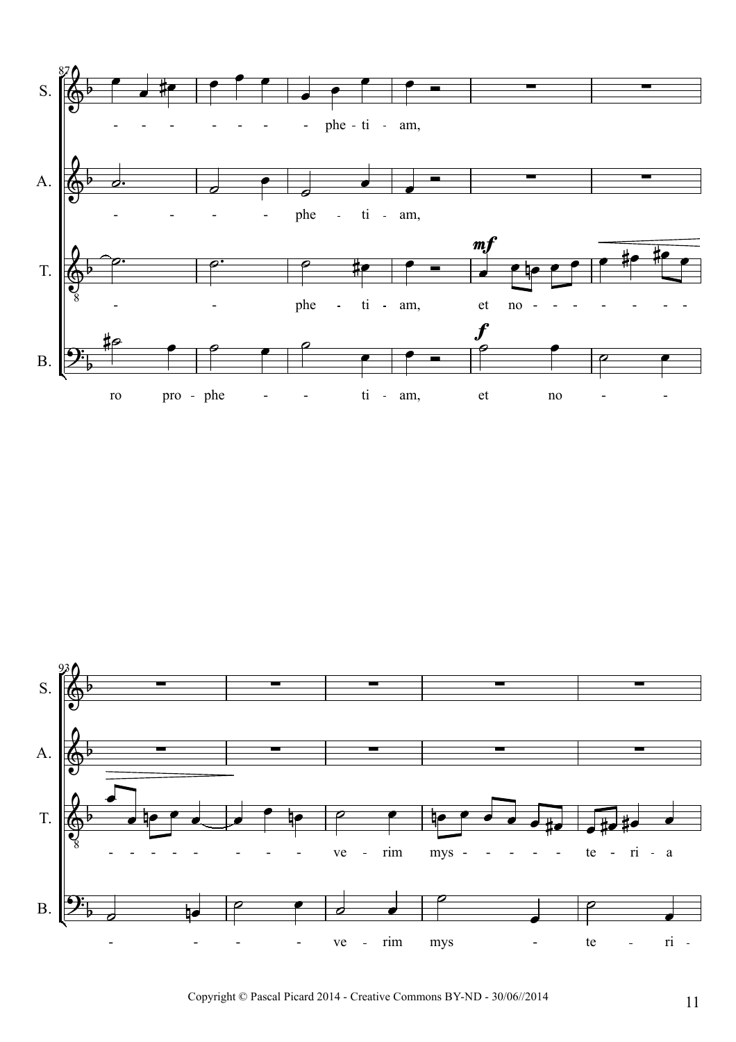S. - - - - - - - phe - ti - am,

A. - - - - phe - ti - am,

T. - - phe - ti - am, *mf* et no - - - - - - - -

B. ro pro - phe - - ti - am, *f* et no - -

S.

A.

T. - - - - - - - - ve - rim mys - - - - - te - ri - a

B. - - - - ve - rim mys - te - ri -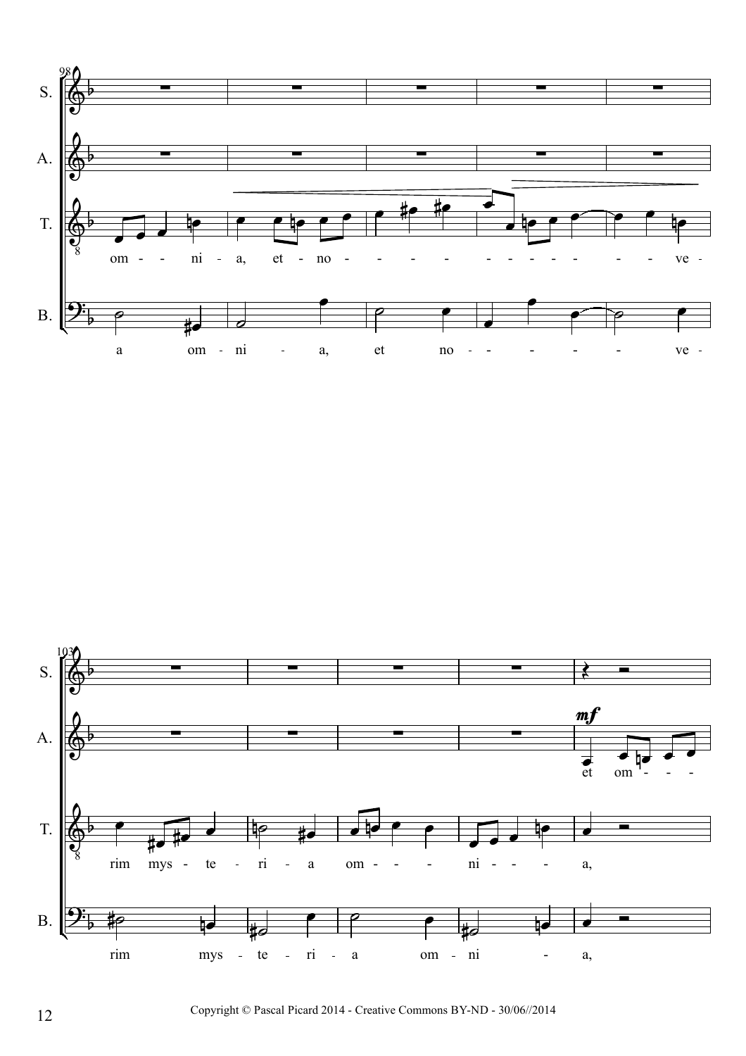S.

A.

T.

om - - ni - a, et - no - - - - - - - - - - - ve -

B.

a om - ni - a, et no - - - - - ve -

S.

A.

*mf*

et om - - -

T.

rim mys - te - ri - a om - - - ni - - - a,

B.

rim mys - te - ri - a om - ni - a,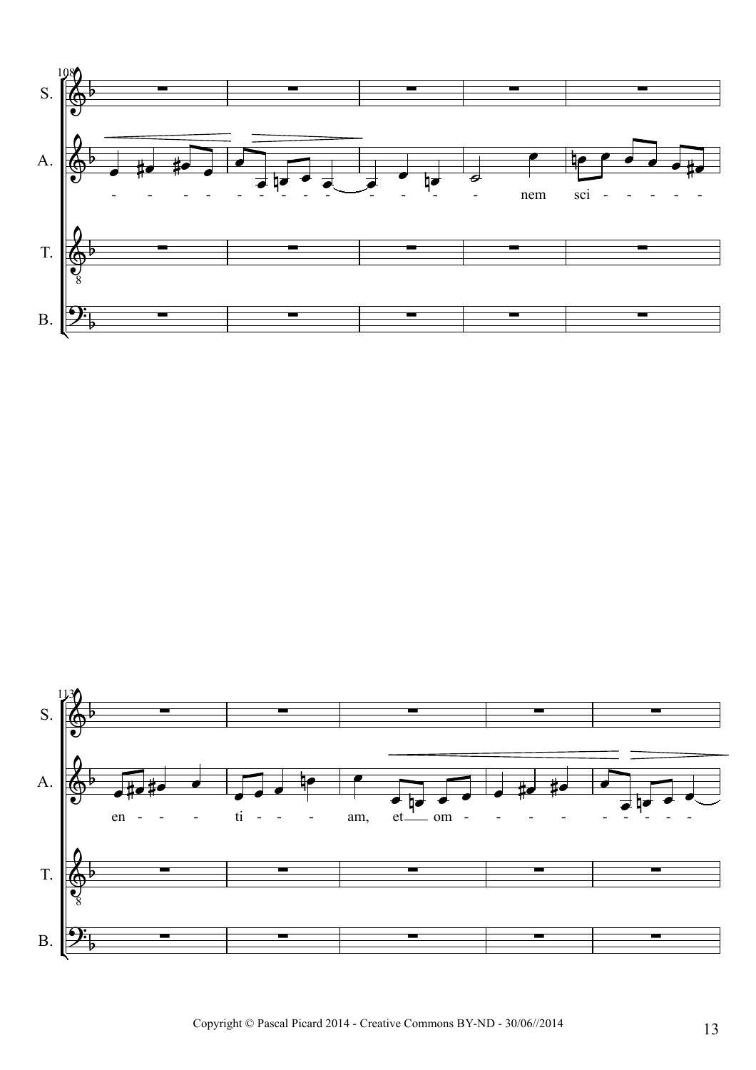108

S.

A.

- - - - - - - - - - - - - nem sci - - - - -

T.

B.

113

S.

A.

en - - - ti - - - am, et om - - - - - - - - -

T.

B.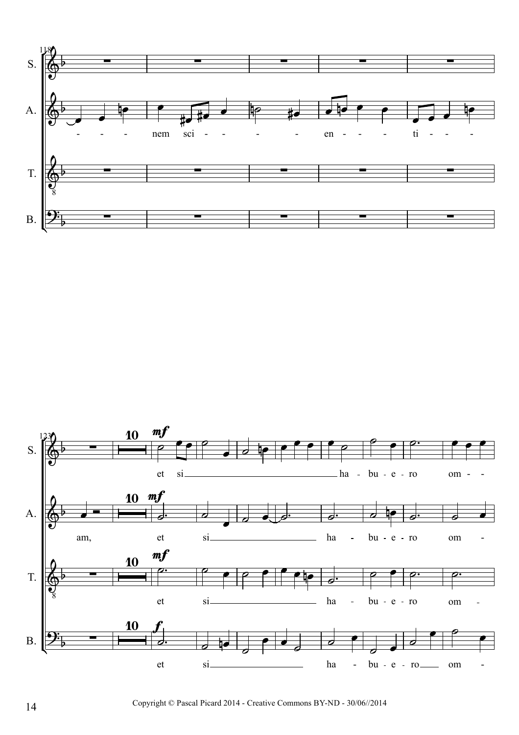118

S.

A. - - - nem sci - - - - - en - - - ti - - -

T.

B.

123

S. 10 *mf* et si ha - bu - e - ro om - -

A. am, 10 *mf* et si ha - bu - e - ro om -

T. 10 *mf* et si ha - bu - e - ro om -

B. 10 *f* et si ha - bu - e - ro om -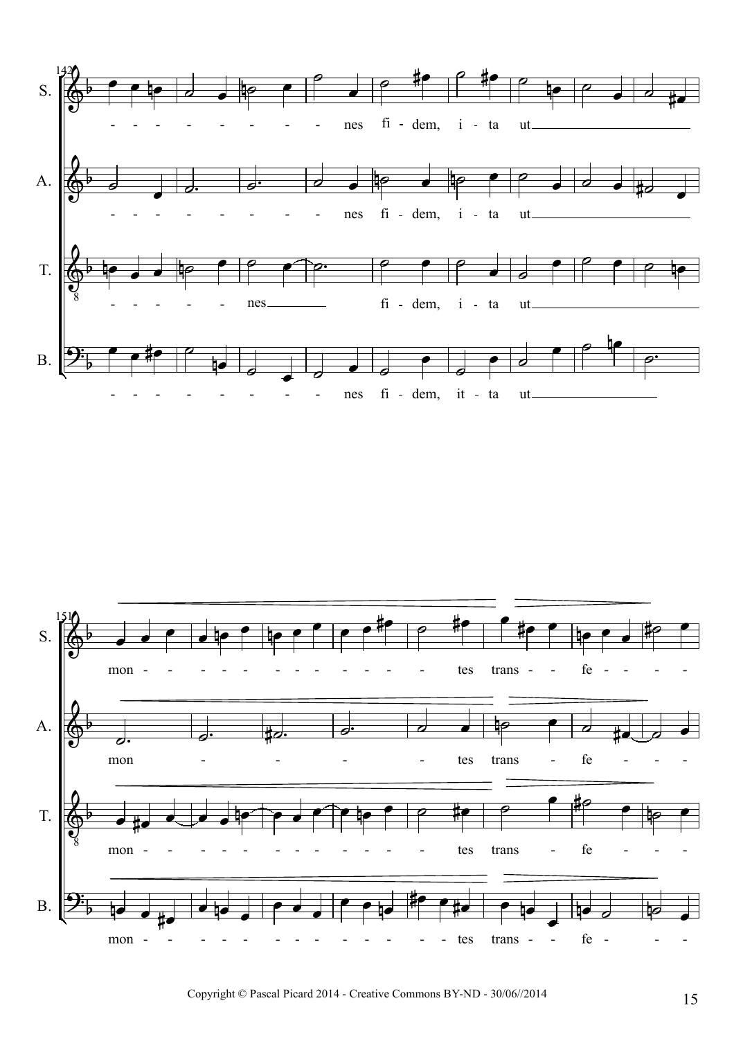142

S. - - - - - - - - - nes fi - dem, i - ta ut

A. - - - - - - - - - nes fi - dem, i - ta ut

T. - - - - - - nes fi - dem, i - ta ut

B. - - - - - - - - - nes fi - dem, it - ta ut

151

S. mon - - - - - - - - - - - - - tes trans - - fe - - - -

A. mon - - - - tes trans - fe - - -

T. mon - - - - - - - - - - - - - tes trans - fe - - -

B. mon - - - - - - - - - - - - - tes trans - - fe - - -

Copyright © Pascal Picard 2014 - Creative Commons BY-ND - 30/06//2014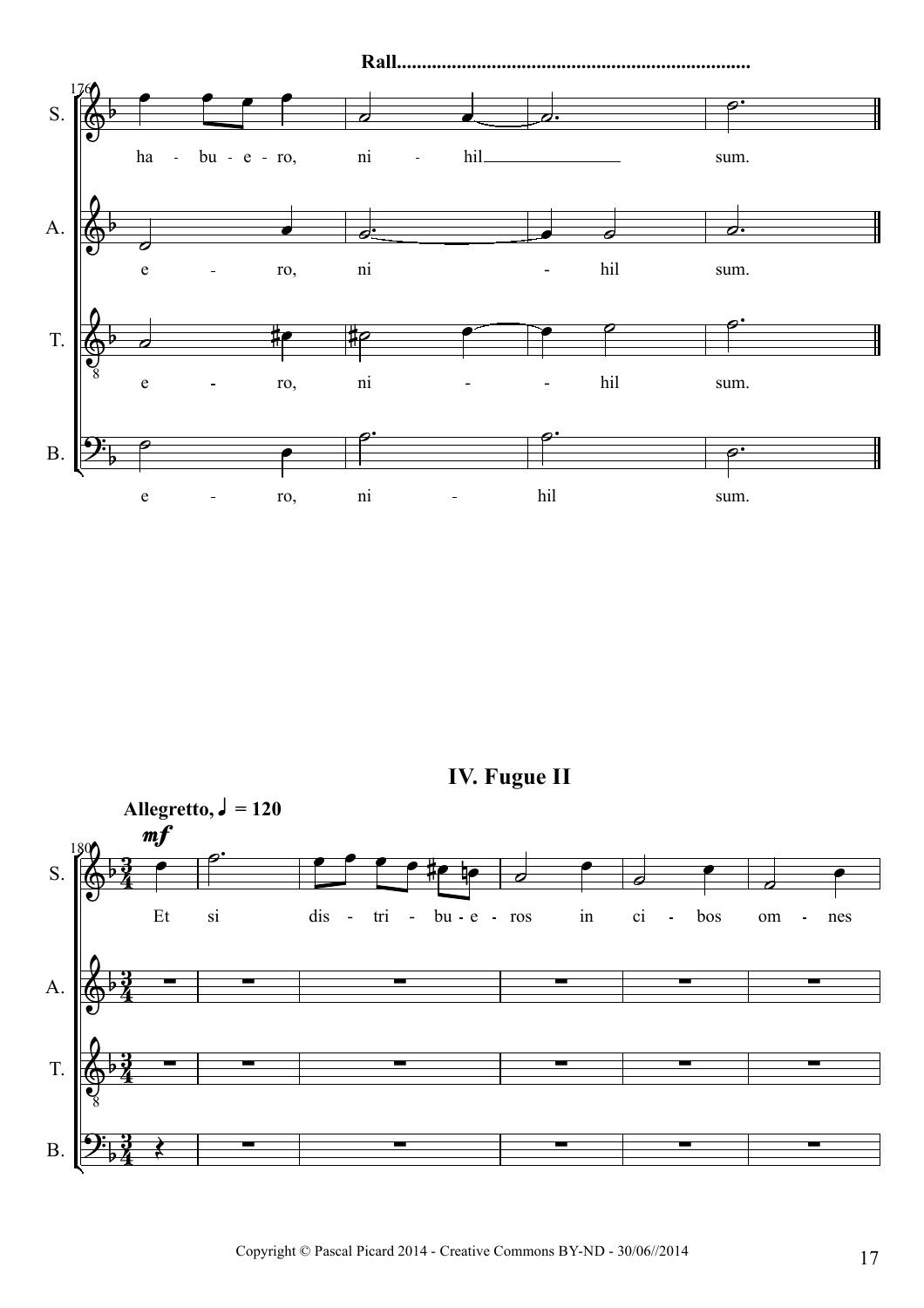## IV. Fugue II

Copyright © Pascal Picard 2014 - Creative Commons BY-ND - 30/06//2014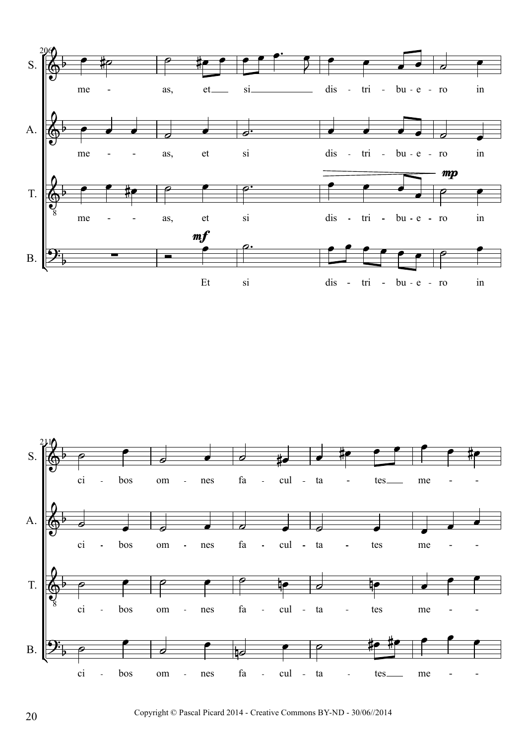S. me - as, et si dis - tri - bu - e - ro in

A. me - - as, et si dis - tri - bu - e - ro in

T. me - - as, et si dis - tri - bu - e - ro in

B. Et si dis - tri - bu - e - ro in

S. ci - bos om - nes fa - cul - ta - tes me - -

A. ci - bos om - nes fa - cul - ta - tes me - -

T. ci - bos om - nes fa - cul - ta - tes me - -

B. ci - bos om - nes fa - cul - ta - tes me - -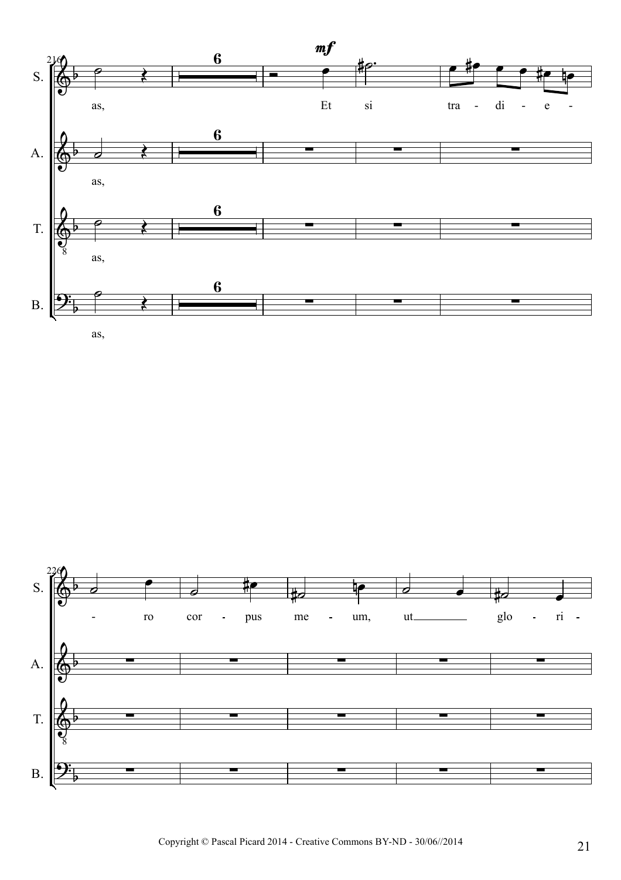S. as, Et si tra - di - e - ro cor - pus me - um, ut glo - ri -

A. as,

T. as,

B. as,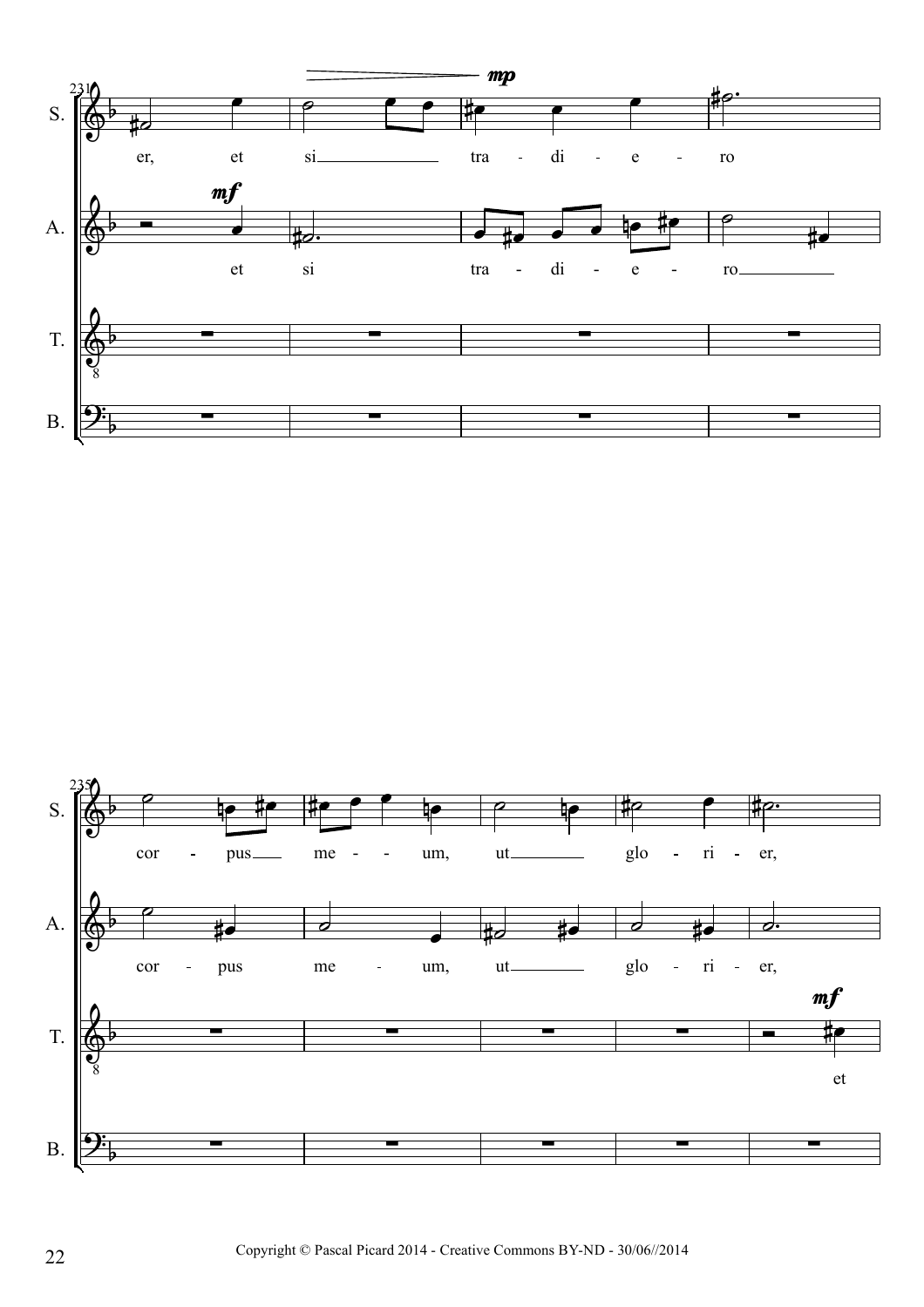S. er, et si tra - di - e - ro

A. et si tra - di - e - ro

S. cor - pus me - um, ut glo - ri - er,

A. cor - pus me - um, ut glo - ri - er,

T. et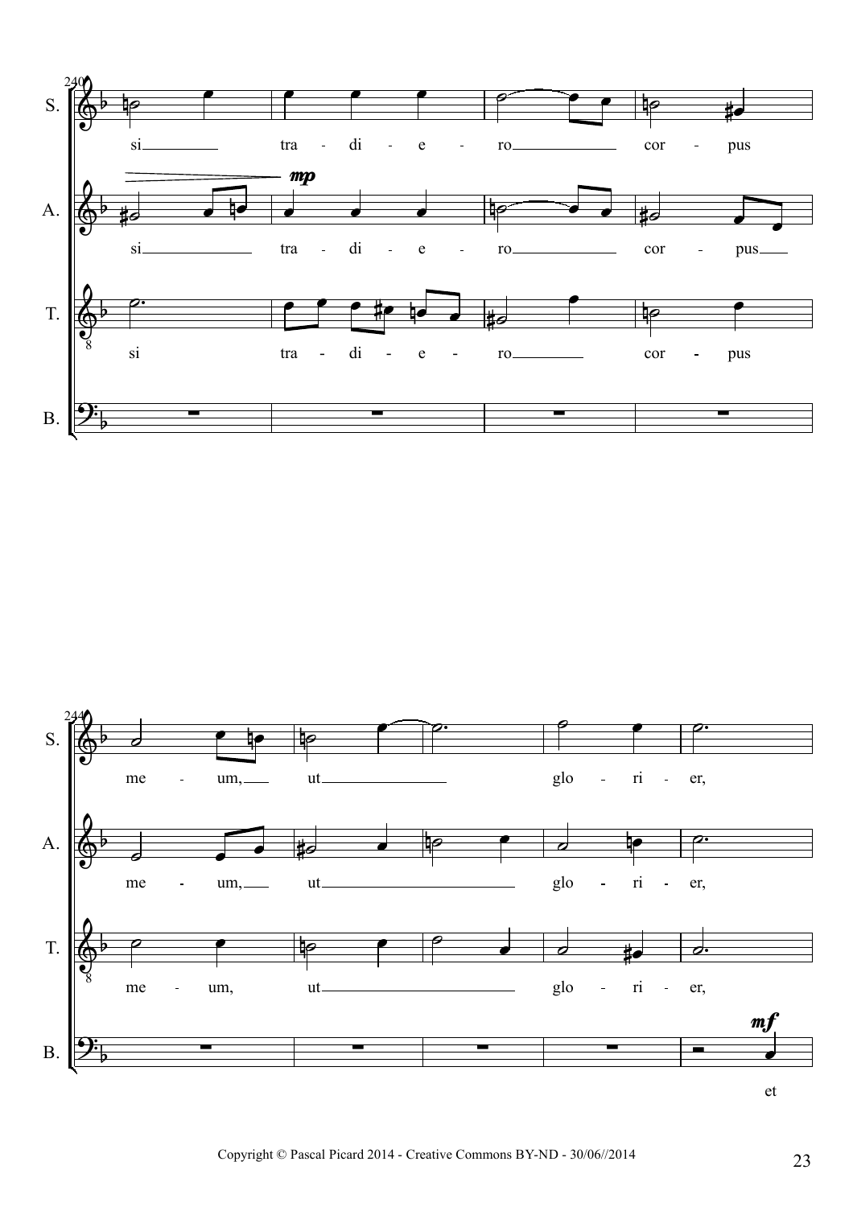240

S. si tra - di - e - ro cor - pus

A. *mp* si tra - di - e - ro cor - pus

T. si tra - di - e - ro cor - pus

B.

244

S. me - um, ut glo - ri - er,

A. me - um, ut glo - ri - er,

T. me - um, ut glo - ri - er,

B. *mf* et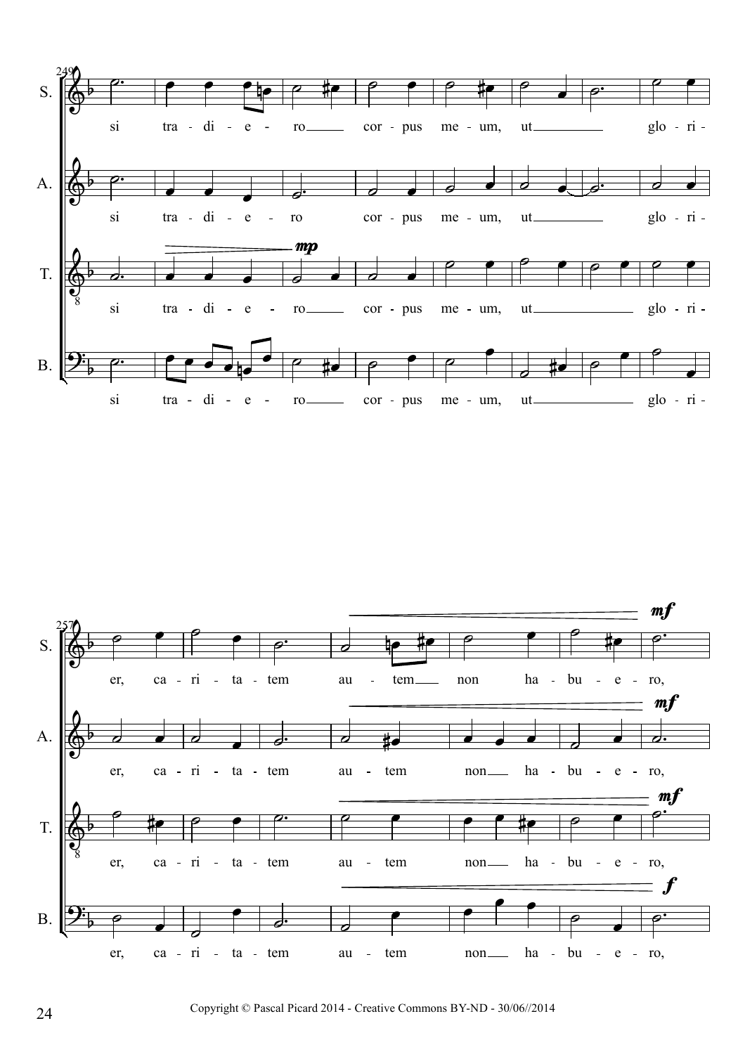249

S. si tra - di - e - ro cor - pus me - um, ut glo - ri -

A. si tra - di - e - ro cor - pus me - um, ut glo - ri -

T. si tra - di - e - ro cor - pus me - um, ut glo - ri - (*mp*)

B. si tra - di - e - ro cor - pus me - um, ut glo - ri -

257

S. er, ca - ri - ta - tem au - tem non ha - bu - e - ro, (*mf*)

A. er, ca - ri - ta - tem au - tem non ha - bu - e - ro, (*mf*)

T. er, ca - ri - ta - tem au - tem non ha - bu - e - ro, (*mf*)

B. er, ca - ri - ta - tem au - tem non ha - bu - e - ro, (*f*)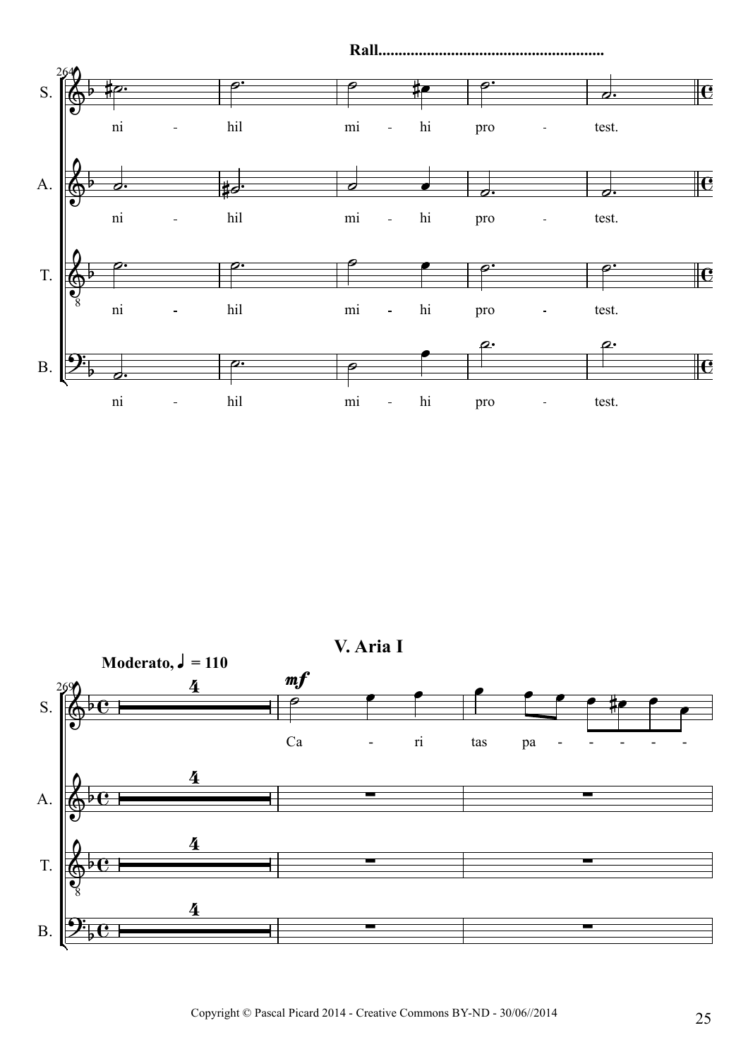## V. Aria I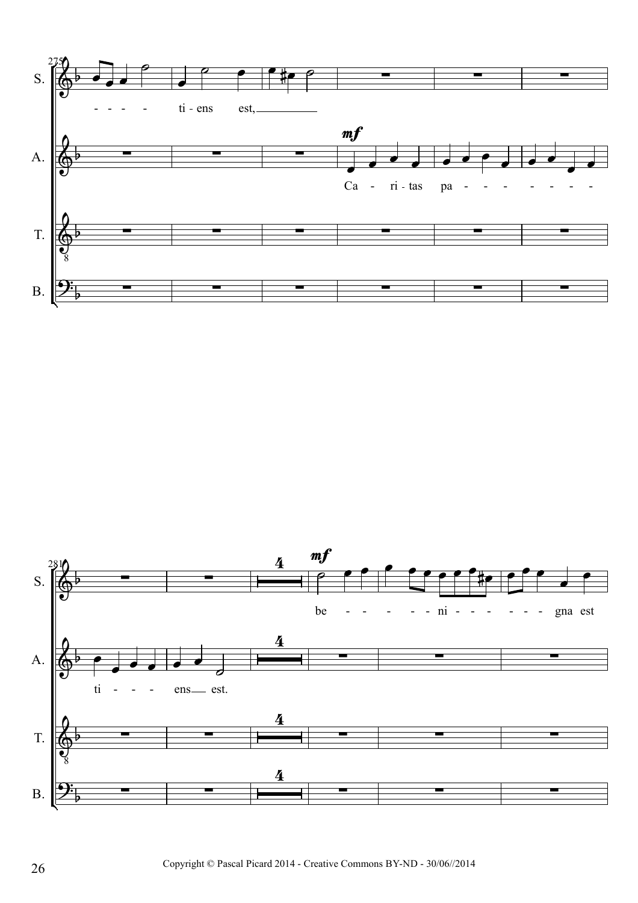275

S. - - - - ti - ens est,

A. Ca - ri - tas pa - - - - - - - -

T.

B.

281

S. be - - - - - ni - - - - - - - gna est

A. ti - - - ens est.

T.

B.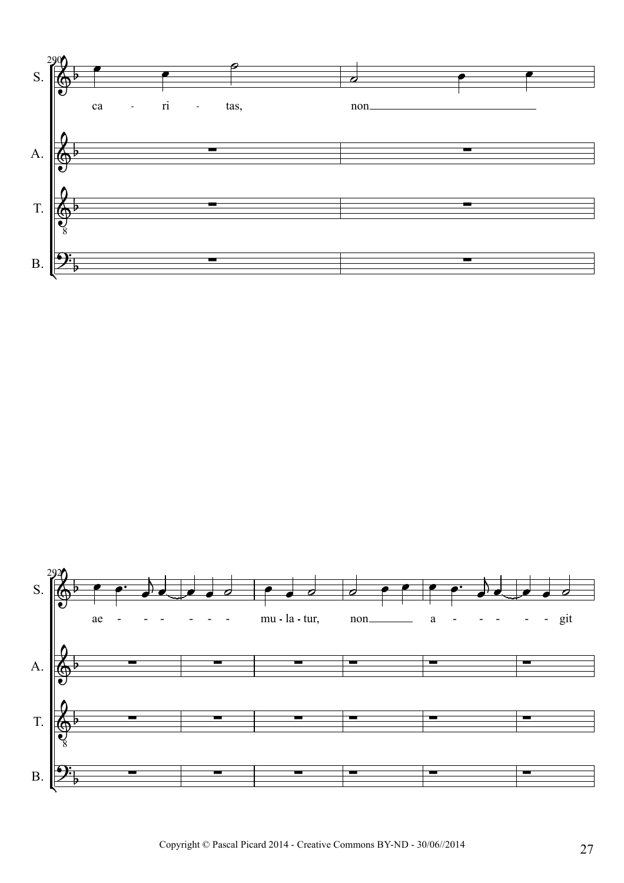290

S.

ca - ri - tas, non

A.

T.

B.

292

S.

ae - - - - - - - mu - la - tur, non a - - - - - git

A.

T.

B.

Copyright © Pascal Picard 2014 - Creative Commons BY-ND - 30/06//2014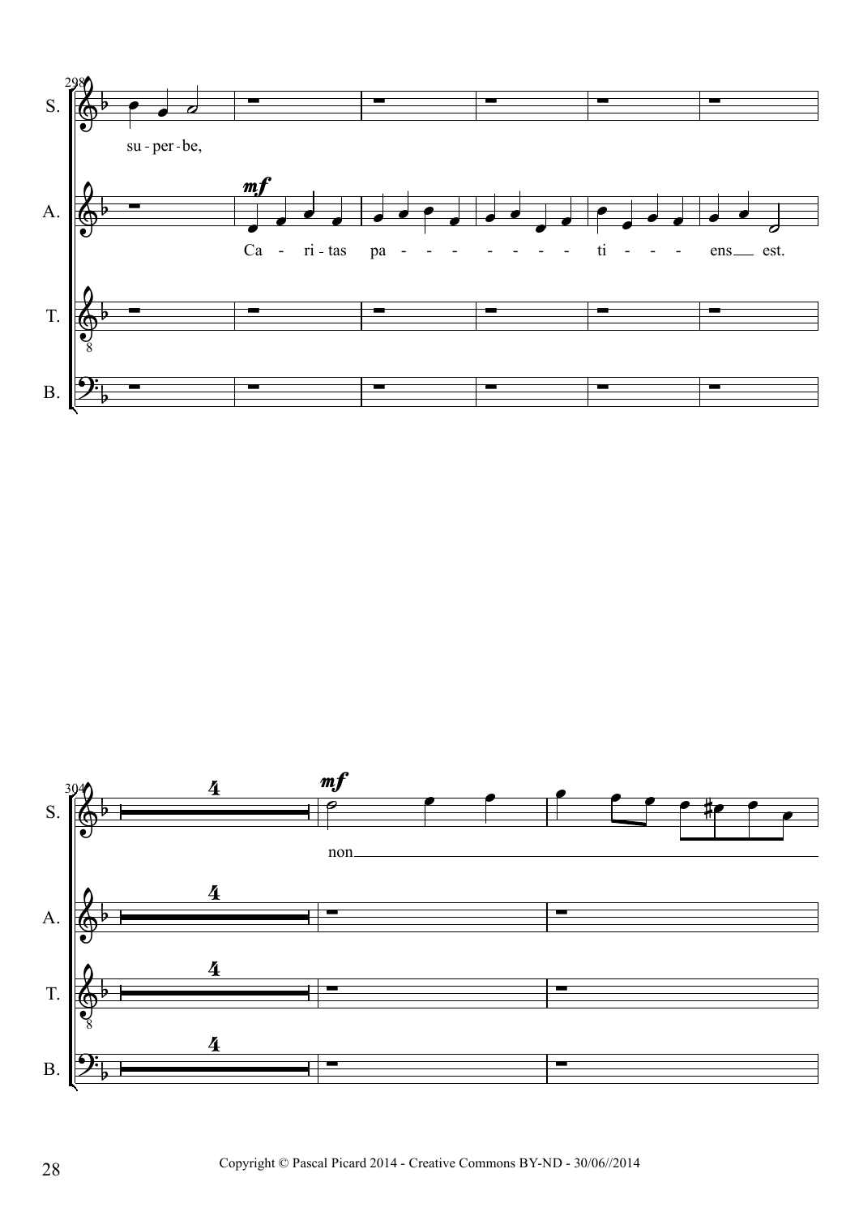298

S.

su - per - be,

A.

*mf*

Ca - ri - tas pa - - - - - - - ti - - - ens est.

T.

B.

304

S.

4

*mf*

non

A.

4

T.

4

B.

4

Copyright © Pascal Picard 2014 - Creative Commons BY-ND - 30/06//2014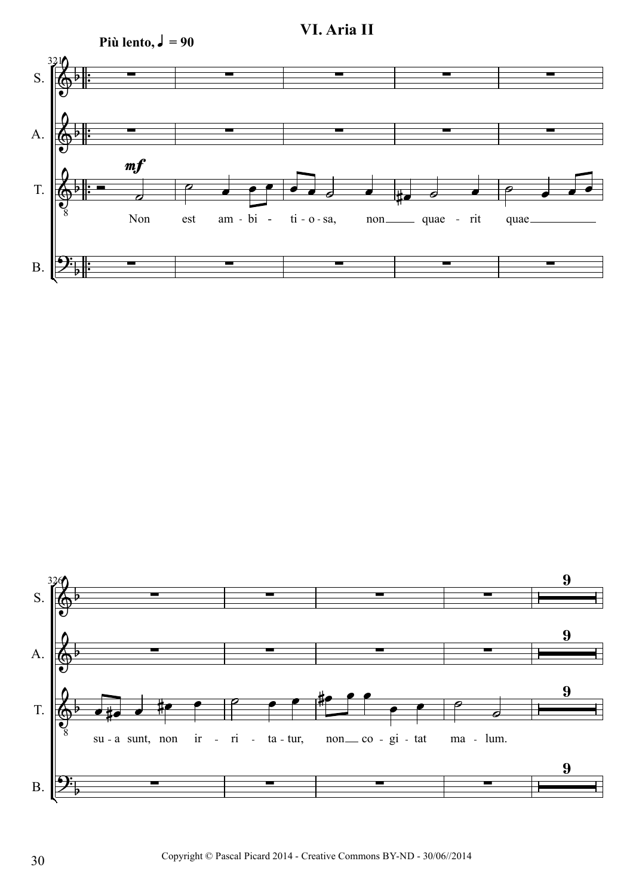# VI. Aria II

**Più lento, ♩ = 90**

Non est ambitiosa, non quaerit quae sua sunt, non irritatur, non cogitat malum.

Copyright © Pascal Picard 2014 - Creative Commons BY-ND - 30/06//2014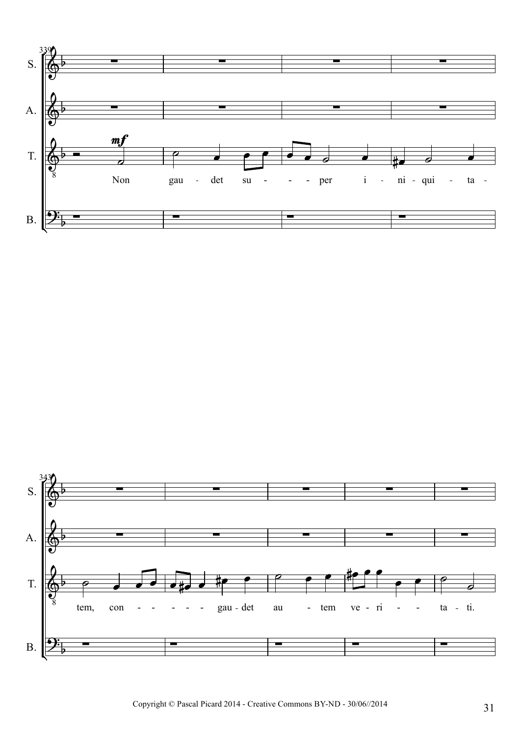S.

A.

T.

B.

*mf*

Non gau - det su - - - per i - ni - qui - ta - tem, con - - - - - - gau - det au - tem ve - ri - - - ta - ti.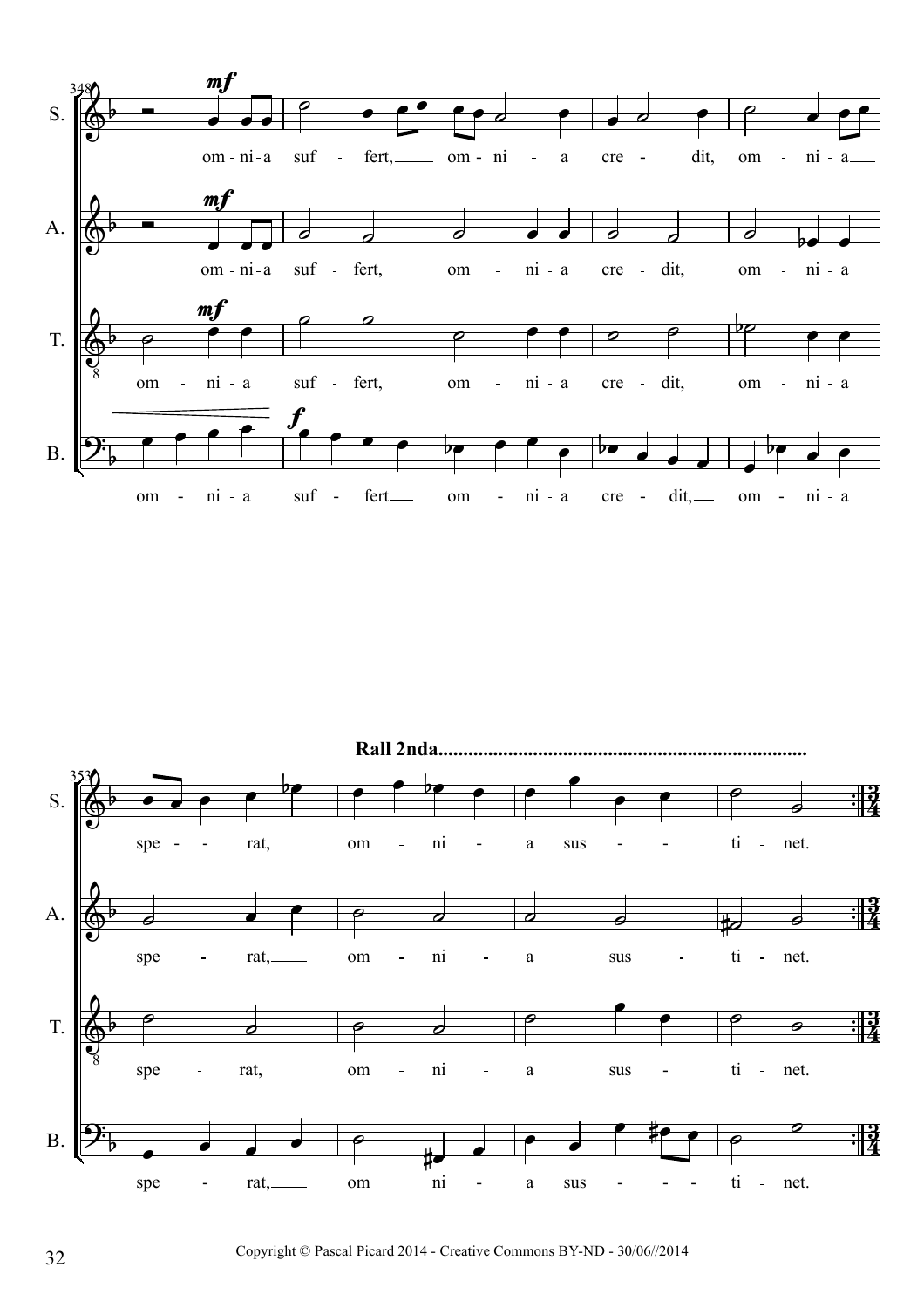S. om-ni-a suf - fert, om-ni - a cre - dit, om - ni-a

A. om-ni-a suf - fert, om - ni-a cre - dit, om - ni-a

T. om - ni-a suf - fert, om - ni-a cre - dit, om - ni-a

B. om - ni-a suf - fert om - ni-a cre - dit, om - ni-a

**Rall 2nda.........................................................................**

S. spe - - rat, om - ni - a sus - - ti - net.

A. spe - rat, om - ni - a sus - ti - net.

T. spe - rat, om - ni - a sus - ti - net.

B. spe - rat, om ni - a sus - - - ti - net.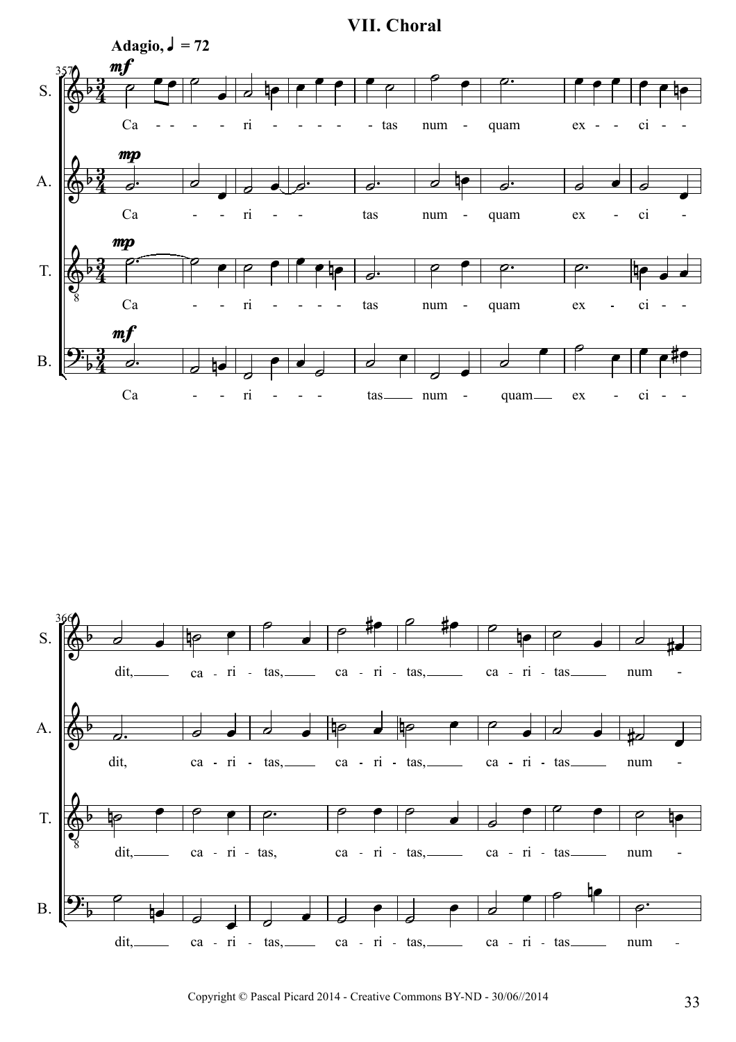# VII. Choral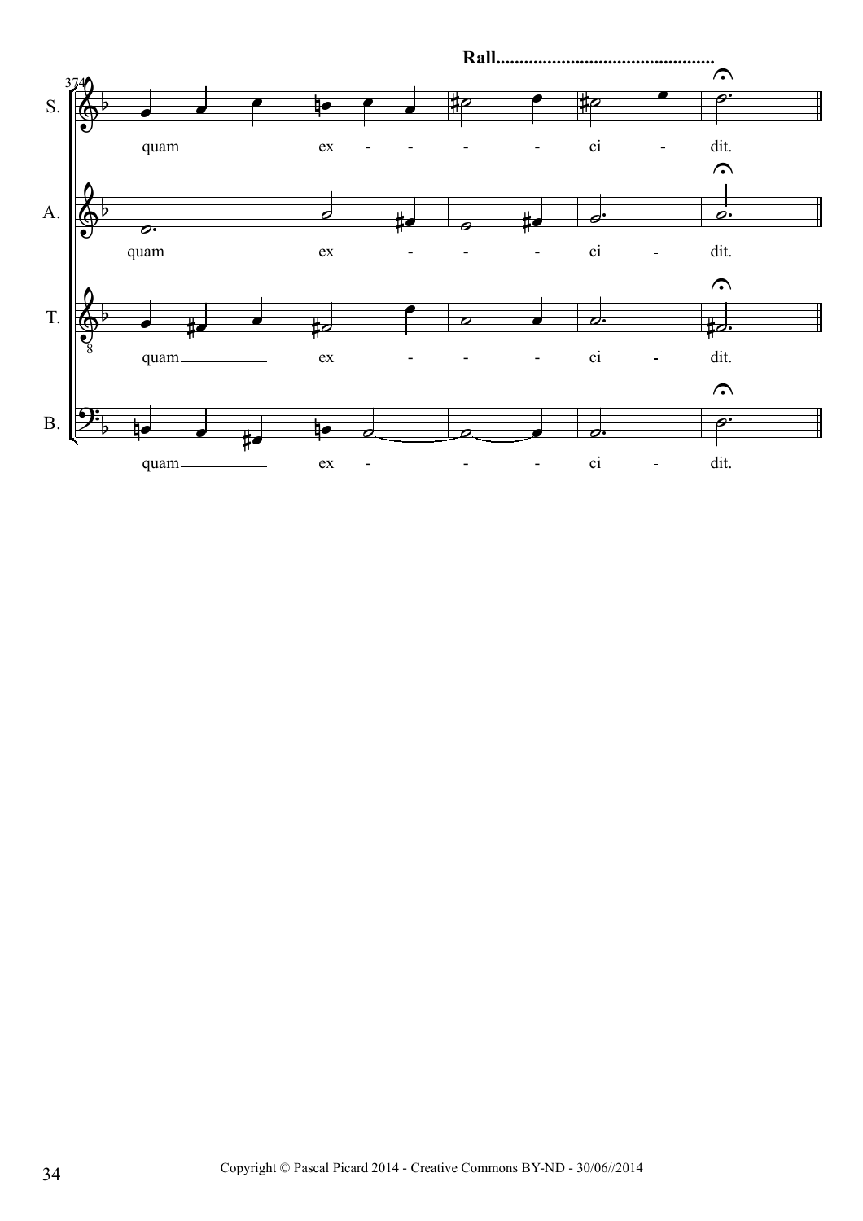Rall...............................................

S. quam ex - - - - ci - dit.

A. quam ex - - - ci - dit.

T. quam ex - - - ci - dit.

B. quam ex - - - ci - dit.

Copyright © Pascal Picard 2014 - Creative Commons BY-ND - 30/06//2014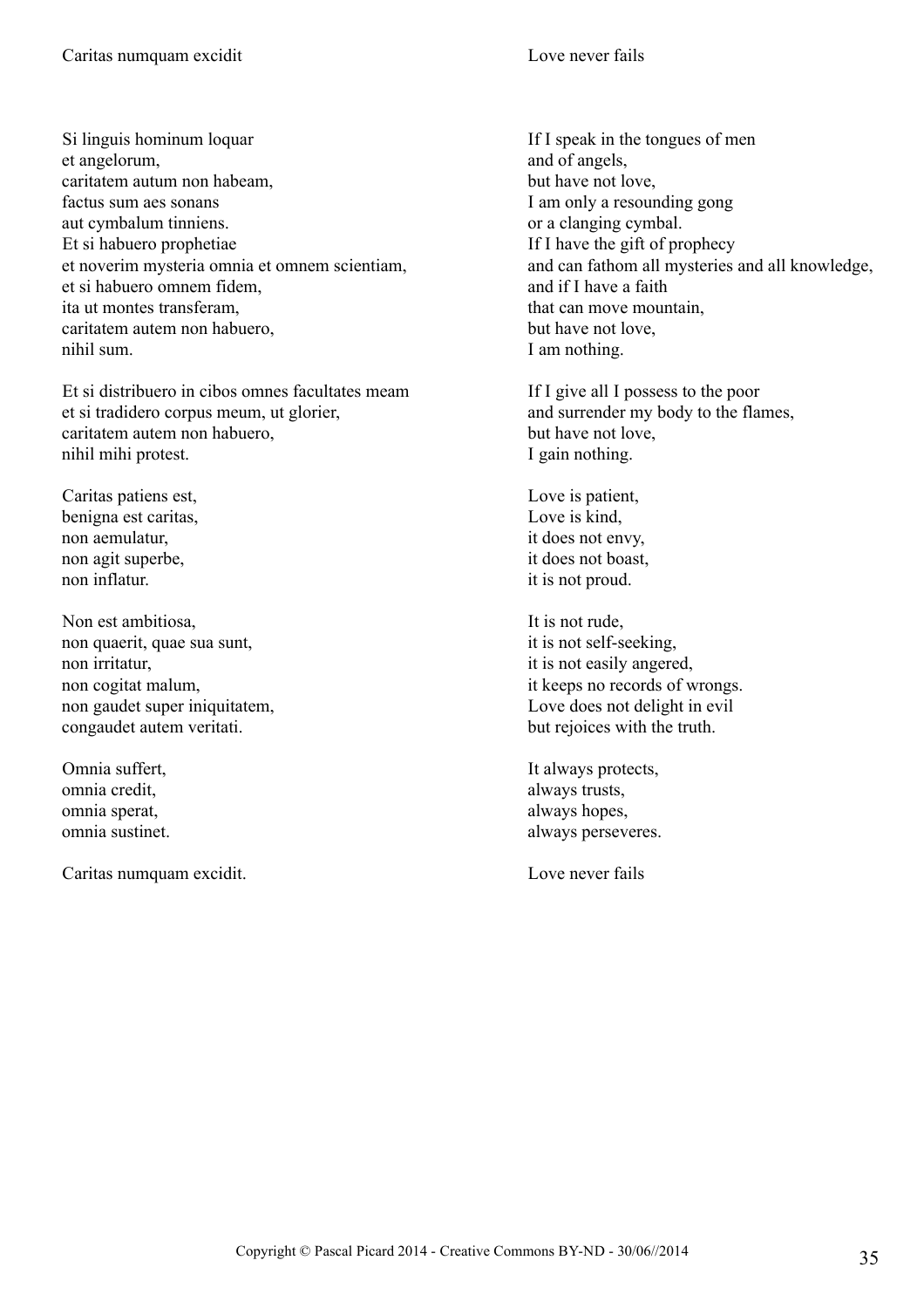Caritas numquam excidit

Si linguis hominum loquar  
et angelorum,  
caritatem autum non habeam,  
factus sum aes sonans  
aut cymbalum tinniens.  
Et si habuero prophetiae  
et noverim mysteria omnia et omnem scientiam,  
et si habuero omnem fidem,  
ita ut montes transferam,  
caritatem autem non habuero,  
nihil sum.

Et si distribuero in cibos omnes facultates meam  
et si tradidero corpus meum, ut glorier,  
caritatem autem non habuero,  
nihil mihi protest.

Caritas patiens est,  
benigna est caritas,  
non aemulatur,  
non agit superbe,  
non inflatur.

Non est ambitiosa,  
non quaerit, quae sua sunt,  
non irritatur,  
non cogitat malum,  
non gaudet super iniquitatem,  
congaudet autem veritati.

Omnia suffert,  
omnia credit,  
omnia sperat,  
omnia sustinet.

Caritas numquam excidit.

Love never fails

If I speak in the tongues of men  
and of angels,  
but have not love,  
I am only a resounding gong  
or a clanging cymbal.  
If I have the gift of prophecy  
and can fathom all mysteries and all knowledge,  
and if I have a faith  
that can move mountain,  
but have not love,  
I am nothing.

If I give all I possess to the poor  
and surrender my body to the flames,  
but have not love,  
I gain nothing.

Love is patient,  
Love is kind,  
it does not envy,  
it does not boast,  
it is not proud.

It is not rude,  
it is not self-seeking,  
it is not easily angered,  
it keeps no records of wrongs.  
Love does not delight in evil  
but rejoices with the truth.

It always protects,  
always trusts,  
always hopes,  
always perseveres.

Love never fails

Copyright © Pascal Picard 2014 - Creative Commons BY-ND - 30/06//2014